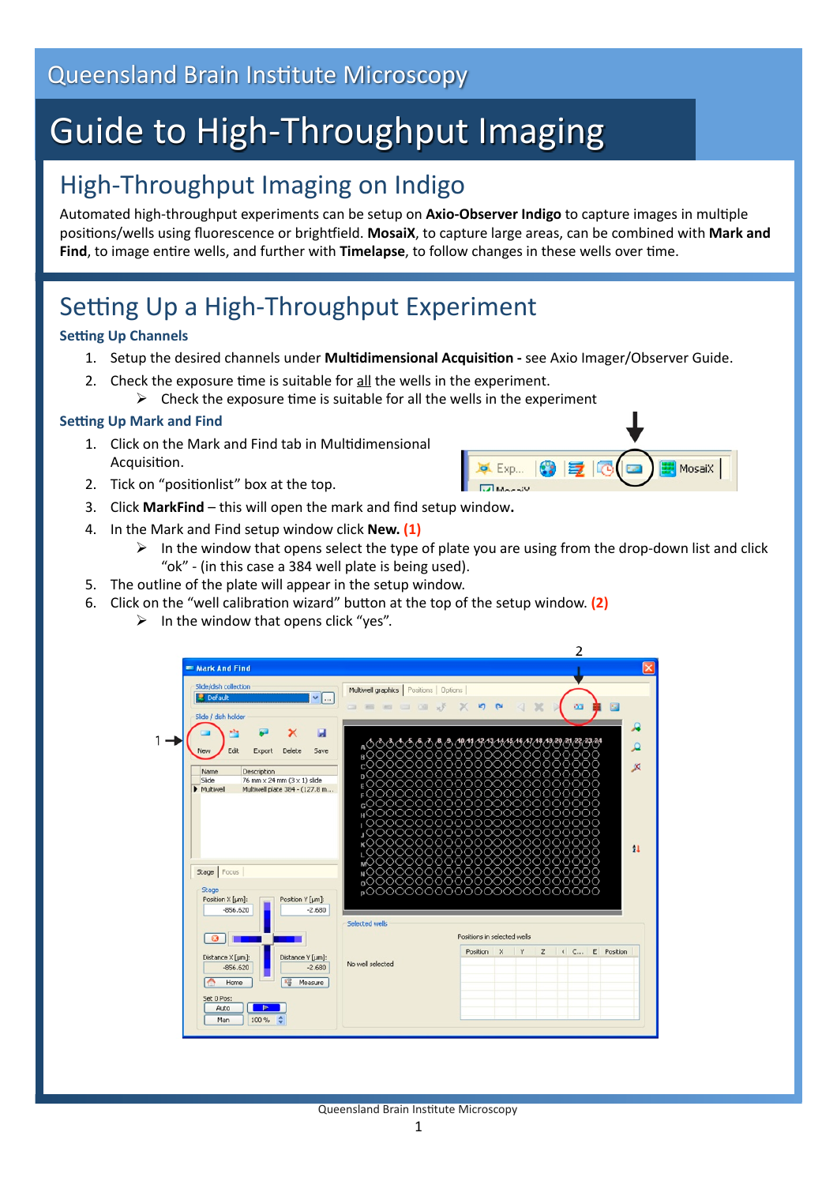Queensland Brain Institute Microscopy

# Guide to High-Throughput Imaging

## High-Throughput Imaging on Indigo

Automated high-throughput experiments can be setup on **Axio-Observer Indigo** to capture images in multiple positions/wells using fluorescence or brightfield. **MosaiX**, to capture large areas, can be combined with **Mark and Find**, to image entire wells, and further with **Timelapse**, to follow changes in these wells over time.

## Setting Up a High-Throughput Experiment

### Setting Up Channels

1. Setup the desired channels under **Multidimensional Acquisition -** see Axio Imager/Observer Guide.
2. Check the exposure time is suitable for all the wells in the experiment.
   - Check the exposure time is suitable for all the wells in the experiment

### Setting Up Mark and Find

1. Click on the Mark and Find tab in Multidimensional Acquisition.
2. Tick on "positionlist" box at the top.
3. Click **MarkFind** – this will open the mark and find setup window**.**
4. In the Mark and Find setup window click **New. (1)**
   - In the window that opens select the type of plate you are using from the drop-down list and click "ok" - (in this case a 384 well plate is being used).
5. The outline of the plate will appear in the setup window.
6. Click on the "well calibration wizard" button at the top of the setup window. **(2)**
   - In the window that opens click "yes".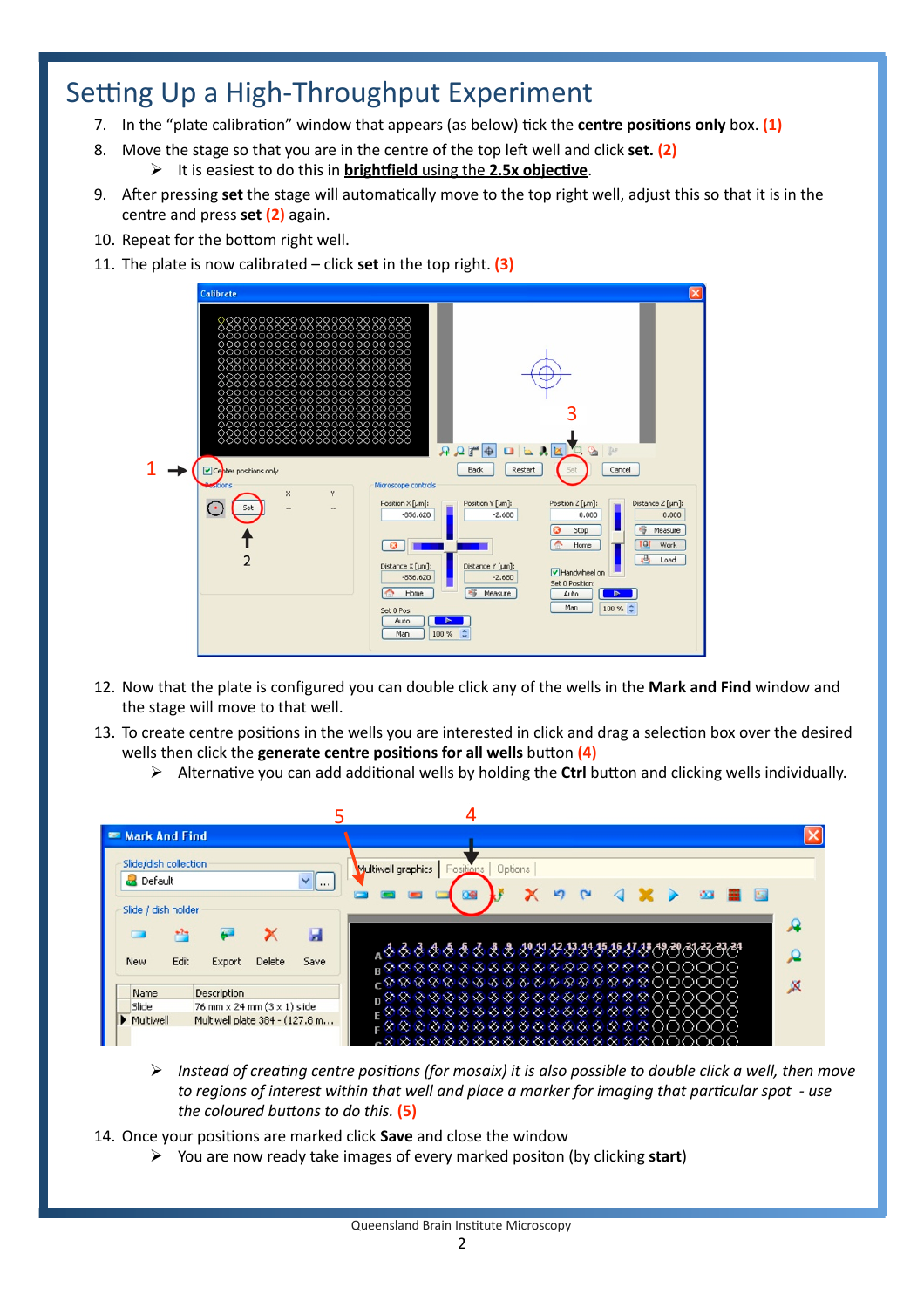# Setting Up a High-Throughput Experiment

7. In the "plate calibration" window that appears (as below) tick the **centre positions only** box. **(1)**
8. Move the stage so that you are in the centre of the top left well and click **set.** **(2)**
   - It is easiest to do this in **brightfield using the 2.5x objective**.
9. After pressing **set** the stage will automatically move to the top right well, adjust this so that it is in the centre and press **set** **(2)** again.
10. Repeat for the bottom right well.
11. The plate is now calibrated – click **set** in the top right. **(3)**
12. Now that the plate is configured you can double click any of the wells in the **Mark and Find** window and the stage will move to that well.
13. To create centre positions in the wells you are interested in click and drag a selection box over the desired wells then click the **generate centre positions for all wells** button **(4)**
    - Alternative you can add additional wells by holding the **Ctrl** button and clicking wells individually.
    - *Instead of creating centre positions (for mosaix) it is also possible to double click a well, then move to regions of interest within that well and place a marker for imaging that particular spot - use the coloured buttons to do this.* **(5)**
14. Once your positions are marked click **Save** and close the window
    - You are now ready take images of every marked positon (by clicking **start**)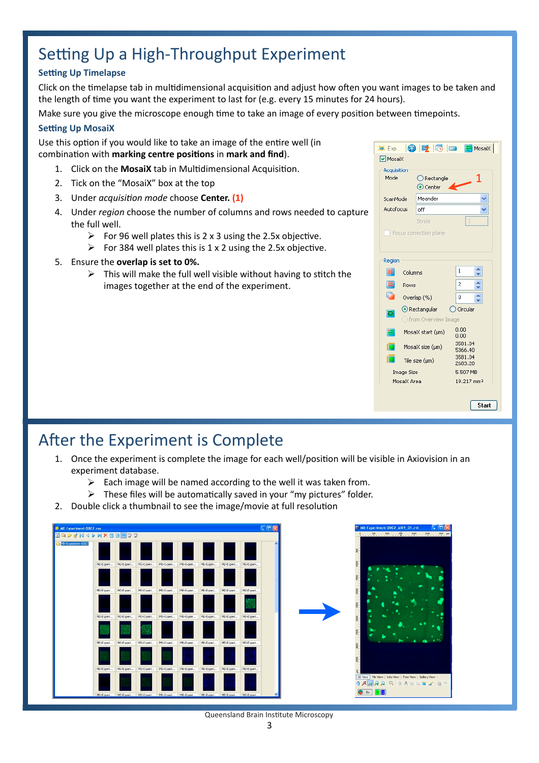# Setting Up a High-Throughput Experiment

### Setting Up Timelapse

Click on the timelapse tab in multidimensional acquisition and adjust how often you want images to be taken and the length of time you want the experiment to last for (e.g. every 15 minutes for 24 hours).

Make sure you give the microscope enough time to take an image of every position between timepoints.

### Setting Up MosaiX

Use this option if you would like to take an image of the entire well (in combination with **marking centre positions** in **mark and find**).

1. Click on the **MosaiX** tab in Multidimensional Acquisition.
2. Tick on the "MosaiX" box at the top
3. Under *acquisition mode* choose **Center. (1)**
4. Under *region* choose the number of columns and rows needed to capture the full well.
   - For 96 well plates this is 2 x 3 using the 2.5x objective.
   - For 384 well plates this is 1 x 2 using the 2.5x objective.
5. Ensure the **overlap is set to 0%.**
   - This will make the full well visible without having to stitch the images together at the end of the experiment.

# After the Experiment is Complete

1. Once the experiment is complete the image for each well/position will be visible in Axiovision in an experiment database.
   - Each image will be named according to the well it was taken from.
   - These files will be automatically saved in your "my pictures" folder.
2. Double click a thumbnail to see the image/movie at full resolution